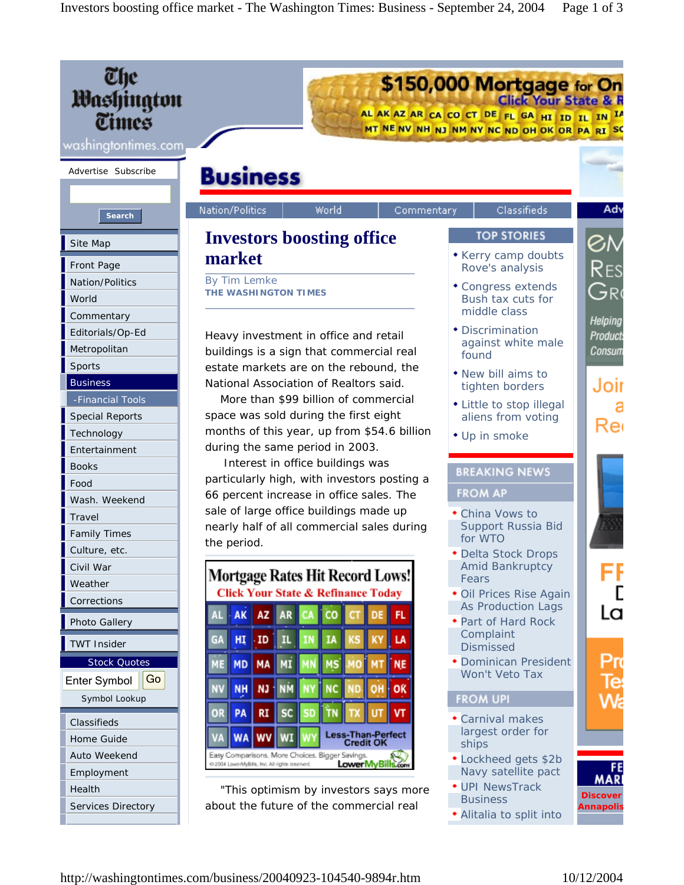# Investors boosting office market

By Tim Lemke
THE WASHINGTON TIMES

Heavy investment in office and retail buildings is a sign that commercial real estate markets are on the rebound, the National Association of Realtors said.

More than $99 billion of commercial space was sold during the first eight months of this year, up from $54.6 billion during the same period in 2003.

Interest in office buildings was particularly high, with investors posting a 66 percent increase in office sales. The sale of large office buildings made up nearly half of all commercial sales during the period.

"This optimism by investors says more about the future of the commercial real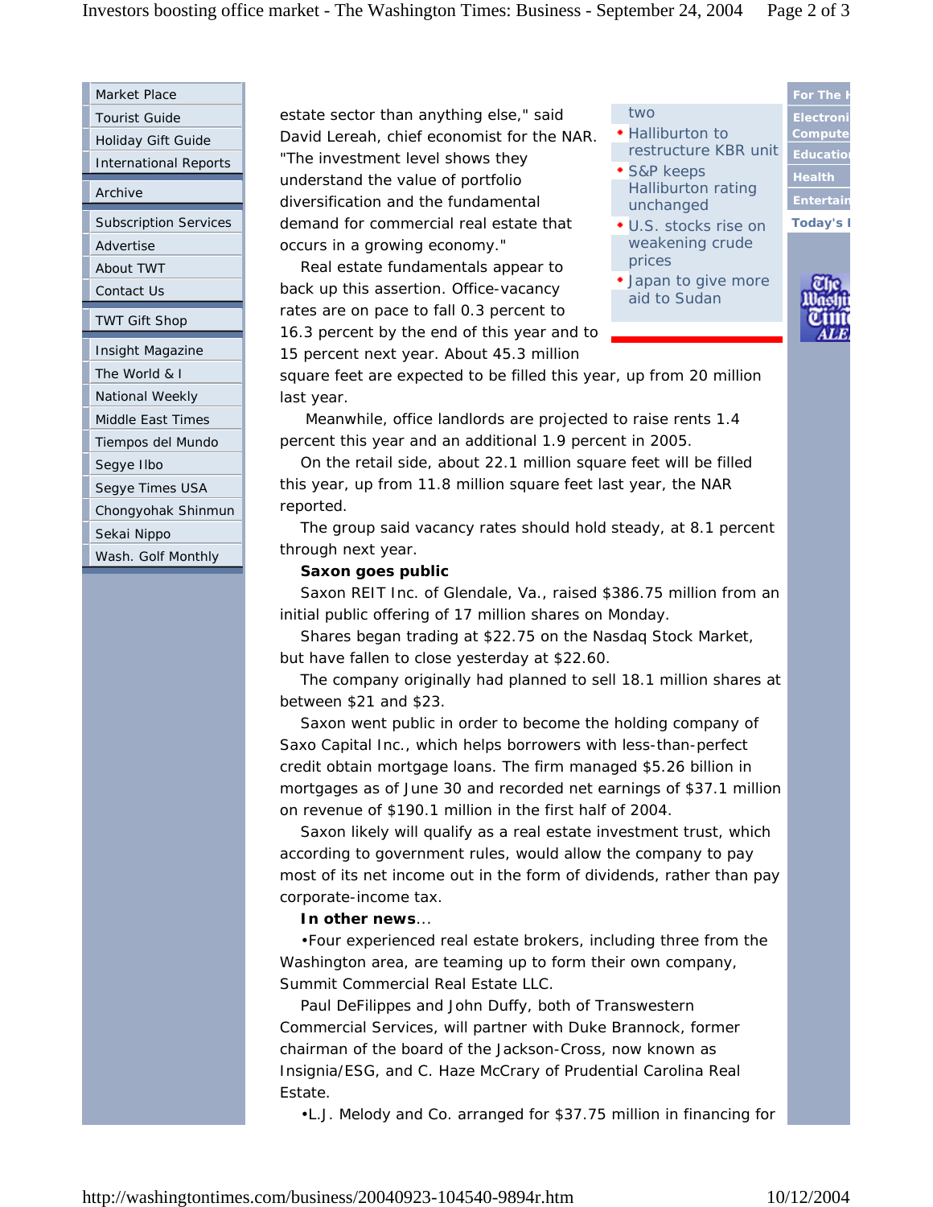estate sector than anything else," said David Lereah, chief economist for the NAR. "The investment level shows they understand the value of portfolio diversification and the fundamental demand for commercial real estate that occurs in a growing economy."

Real estate fundamentals appear to back up this assertion. Office-vacancy rates are on pace to fall 0.3 percent to 16.3 percent by the end of this year and to 15 percent next year. About 45.3 million square feet are expected to be filled this year, up from 20 million last year.

Meanwhile, office landlords are projected to raise rents 1.4 percent this year and an additional 1.9 percent in 2005.

On the retail side, about 22.1 million square feet will be filled this year, up from 11.8 million square feet last year, the NAR reported.

The group said vacancy rates should hold steady, at 8.1 percent through next year.

**Saxon goes public**

Saxon REIT Inc. of Glendale, Va., raised $386.75 million from an initial public offering of 17 million shares on Monday.

Shares began trading at $22.75 on the Nasdaq Stock Market, but have fallen to close yesterday at $22.60.

The company originally had planned to sell 18.1 million shares at between $21 and $23.

Saxon went public in order to become the holding company of Saxo Capital Inc., which helps borrowers with less-than-perfect credit obtain mortgage loans. The firm managed $5.26 billion in mortgages as of June 30 and recorded net earnings of $37.1 million on revenue of $190.1 million in the first half of 2004.

Saxon likely will qualify as a real estate investment trust, which according to government rules, would allow the company to pay most of its net income out in the form of dividends, rather than pay corporate-income tax.

**In other news**...

•Four experienced real estate brokers, including three from the Washington area, are teaming up to form their own company, Summit Commercial Real Estate LLC.

Paul DeFilippes and John Duffy, both of Transwestern Commercial Services, will partner with Duke Brannock, former chairman of the board of the Jackson-Cross, now known as Insignia/ESG, and C. Haze McCrary of Prudential Carolina Real Estate.

•L.J. Melody and Co. arranged for $37.75 million in financing for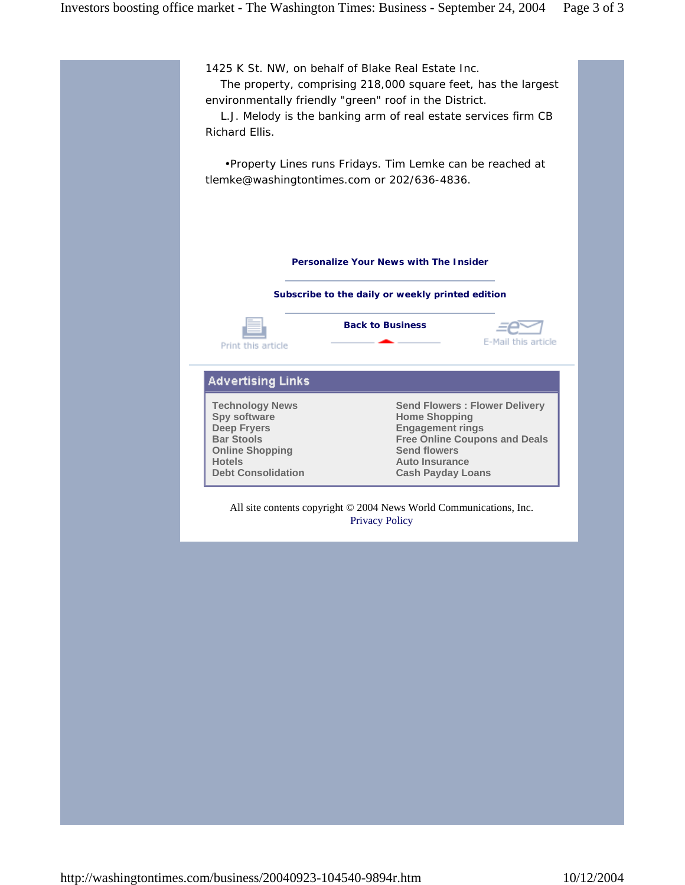1425 K St. NW, on behalf of Blake Real Estate Inc.

The property, comprising 218,000 square feet, has the largest environmentally friendly "green" roof in the District.

L.J. Melody is the banking arm of real estate services firm CB Richard Ellis.

•Property Lines runs Fridays. Tim Lemke can be reached at tlemke@washingtontimes.com or 202/636-4836.

**Personalize Your News with The Insider**

**Subscribe to the daily or weekly printed edition**

Print this article | **Back to Business** | E-Mail this article

## Advertising Links

| | |
|---|---|
| **Technology News** | **Send Flowers : Flower Delivery** |
| **Spy software** | **Home Shopping** |
| **Deep Fryers** | **Engagement rings** |
| **Bar Stools** | **Free Online Coupons and Deals** |
| **Online Shopping** | **Send flowers** |
| **Hotels** | **Auto Insurance** |
| **Debt Consolidation** | **Cash Payday Loans** |

All site contents copyright © 2004 News World Communications, Inc.
Privacy Policy